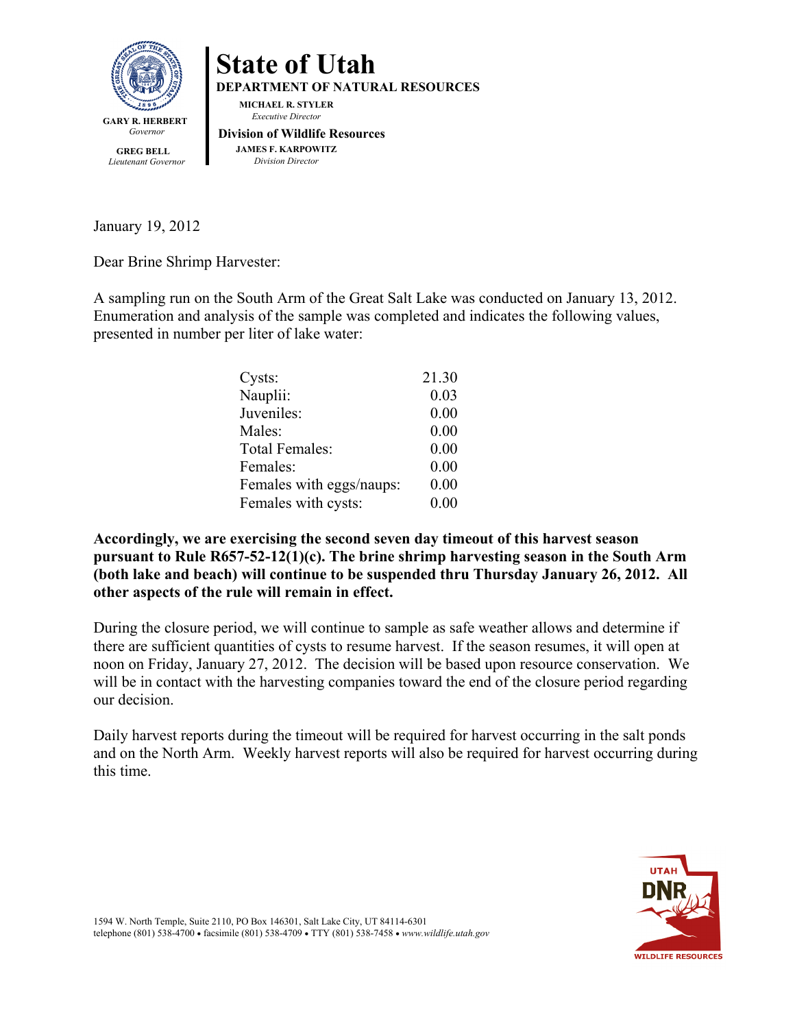# State of Utah

**DEPARTMENT OF NATURAL RESOURCES**

**MICHAEL R. STYLER**
*Executive Director*

**Division of Wildlife Resources**

**JAMES F. KARPOWITZ**
*Division Director*

**GARY R. HERBERT**
*Governor*

**GREG BELL**
*Lieutenant Governor*

January 19, 2012

Dear Brine Shrimp Harvester:

A sampling run on the South Arm of the Great Salt Lake was conducted on January 13, 2012. Enumeration and analysis of the sample was completed and indicates the following values, presented in number per liter of lake water:

| | |
|---|---|
| Cysts: | 21.30 |
| Nauplii: | 0.03 |
| Juveniles: | 0.00 |
| Males: | 0.00 |
| Total Females: | 0.00 |
| Females: | 0.00 |
| Females with eggs/naups: | 0.00 |
| Females with cysts: | 0.00 |

**Accordingly, we are exercising the second seven day timeout of this harvest season pursuant to Rule R657-52-12(1)(c). The brine shrimp harvesting season in the South Arm (both lake and beach) will continue to be suspended thru Thursday January 26, 2012. All other aspects of the rule will remain in effect.**

During the closure period, we will continue to sample as safe weather allows and determine if there are sufficient quantities of cysts to resume harvest. If the season resumes, it will open at noon on Friday, January 27, 2012. The decision will be based upon resource conservation. We will be in contact with the harvesting companies toward the end of the closure period regarding our decision.

Daily harvest reports during the timeout will be required for harvest occurring in the salt ponds and on the North Arm. Weekly harvest reports will also be required for harvest occurring during this time.

1594 W. North Temple, Suite 2110, PO Box 146301, Salt Lake City, UT 84114-6301
telephone (801) 538-4700 • facsimile (801) 538-4709 • TTY (801) 538-7458 • *www.wildlife.utah.gov*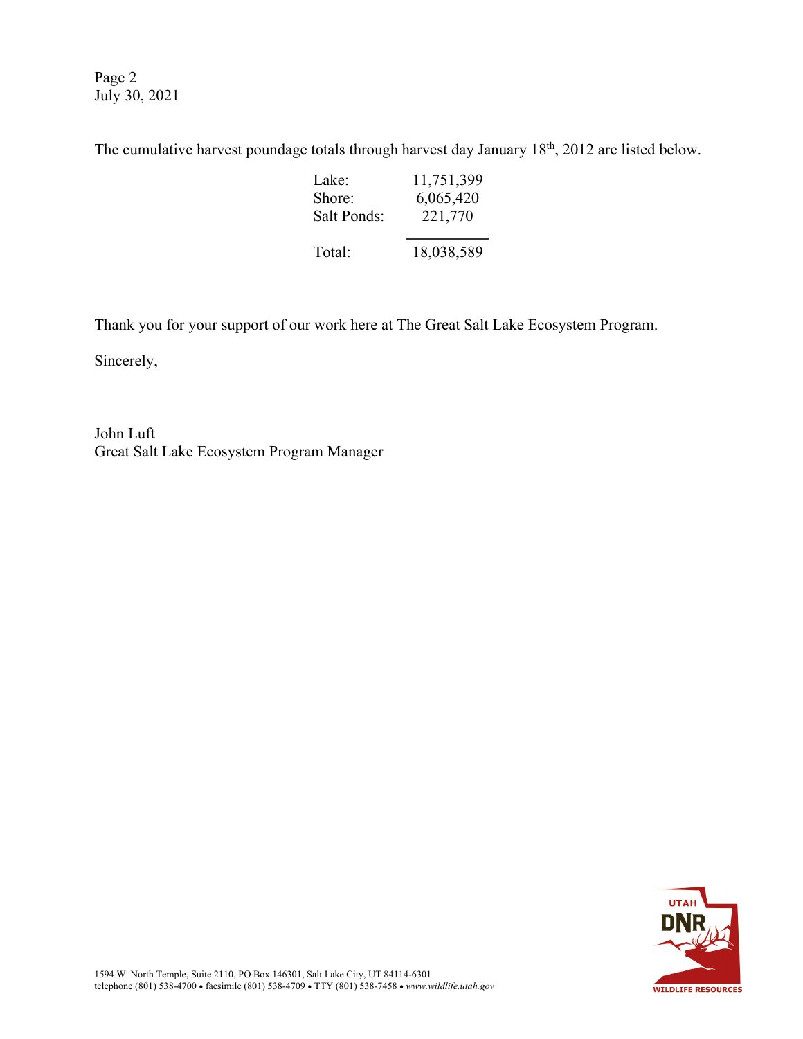The cumulative harvest poundage totals through harvest day January 18th, 2012 are listed below.

| | |
|---|---|
| Lake: | 11,751,399 |
| Shore: | 6,065,420 |
| Salt Ponds: | 221,770 |
| Total: | 18,038,589 |

Thank you for your support of our work here at The Great Salt Lake Ecosystem Program.

Sincerely,

John Luft
Great Salt Lake Ecosystem Program Manager

1594 W. North Temple, Suite 2110, PO Box 146301, Salt Lake City, UT 84114-6301
telephone (801) 538-4700 • facsimile (801) 538-4709 • TTY (801) 538-7458 • *www.wildlife.utah.gov*

UTAH DNR WILDLIFE RESOURCES